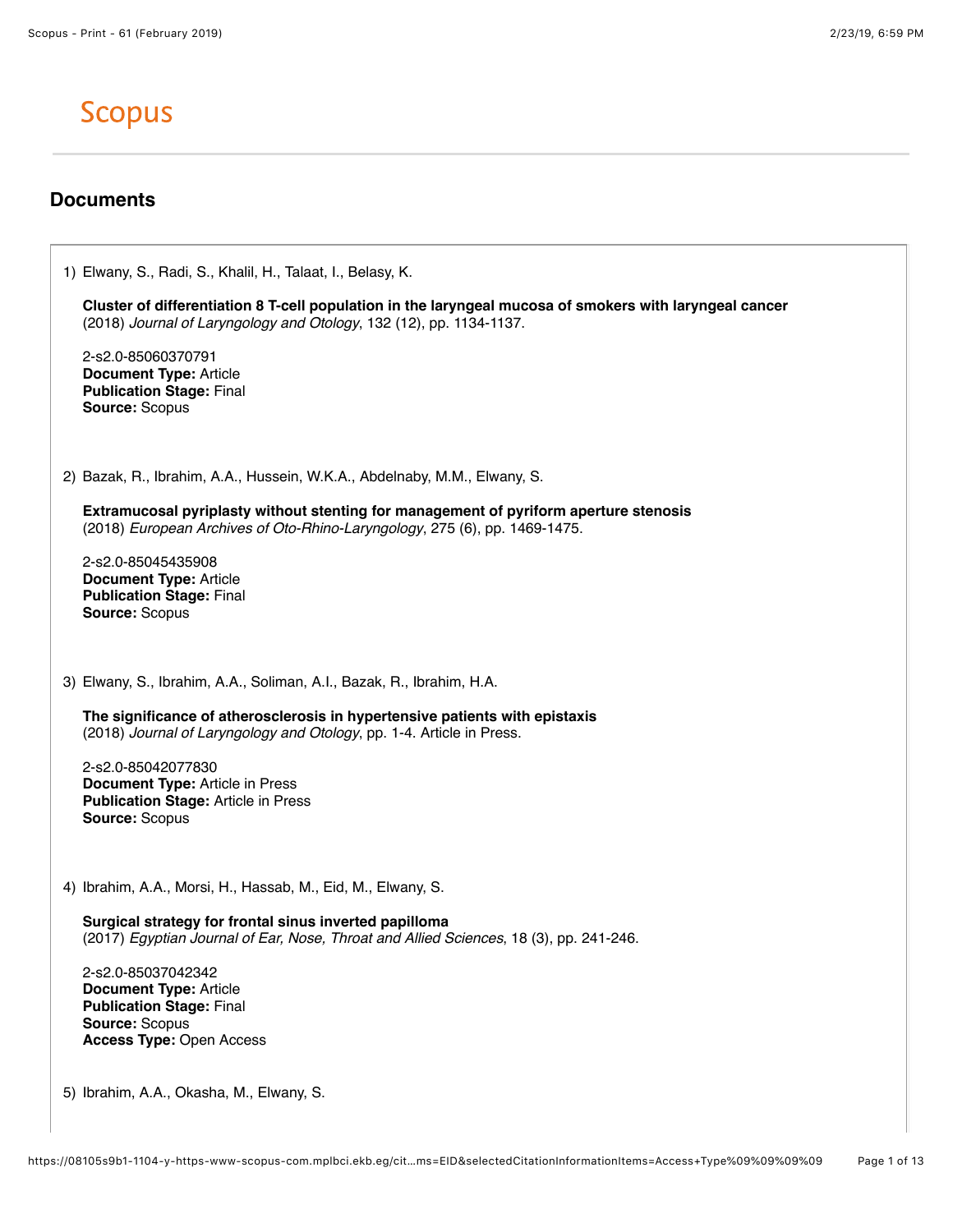# Scopus

## Documents

1) Elwany, S., Radi, S., Khalil, H., Talaat, I., Belasy, K.

**Cluster of differentiation 8 T-cell population in the laryngeal mucosa of smokers with laryngeal cancer**
(2018) *Journal of Laryngology and Otology*, 132 (12), pp. 1134-1137.

2-s2.0-85060370791
**Document Type:** Article
**Publication Stage:** Final
**Source:** Scopus

2) Bazak, R., Ibrahim, A.A., Hussein, W.K.A., Abdelnaby, M.M., Elwany, S.

**Extramucosal pyriplasty without stenting for management of pyriform aperture stenosis**
(2018) *European Archives of Oto-Rhino-Laryngology*, 275 (6), pp. 1469-1475.

2-s2.0-85045435908
**Document Type:** Article
**Publication Stage:** Final
**Source:** Scopus

3) Elwany, S., Ibrahim, A.A., Soliman, A.I., Bazak, R., Ibrahim, H.A.

**The significance of atherosclerosis in hypertensive patients with epistaxis**
(2018) *Journal of Laryngology and Otology*, pp. 1-4. Article in Press.

2-s2.0-85042077830
**Document Type:** Article in Press
**Publication Stage:** Article in Press
**Source:** Scopus

4) Ibrahim, A.A., Morsi, H., Hassab, M., Eid, M., Elwany, S.

**Surgical strategy for frontal sinus inverted papilloma**
(2017) *Egyptian Journal of Ear, Nose, Throat and Allied Sciences*, 18 (3), pp. 241-246.

2-s2.0-85037042342
**Document Type:** Article
**Publication Stage:** Final
**Source:** Scopus
**Access Type:** Open Access

5) Ibrahim, A.A., Okasha, M., Elwany, S.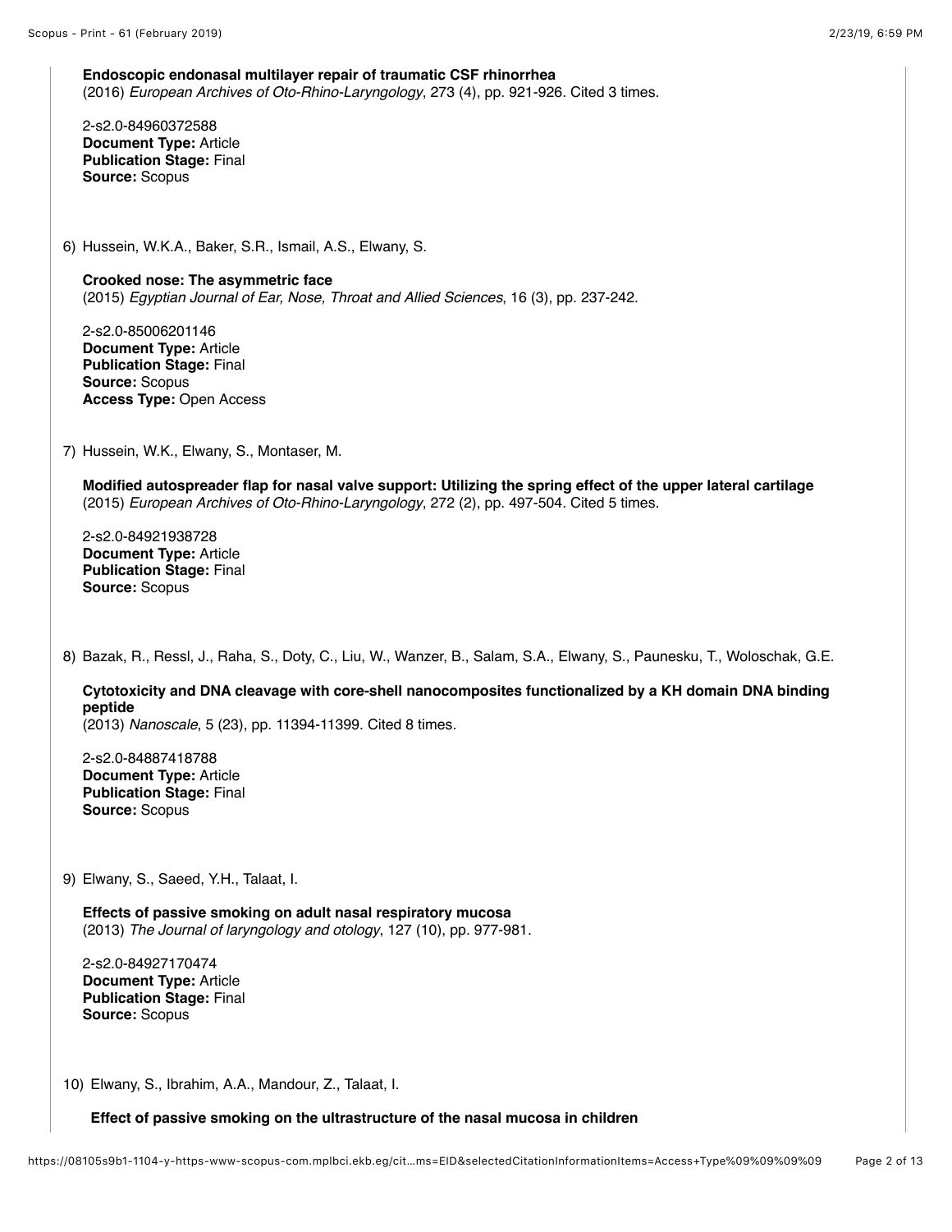**Endoscopic endonasal multilayer repair of traumatic CSF rhinorrhea**
(2016) *European Archives of Oto-Rhino-Laryngology*, 273 (4), pp. 921-926. Cited 3 times.

2-s2.0-84960372588
**Document Type:** Article
**Publication Stage:** Final
**Source:** Scopus

6) Hussein, W.K.A., Baker, S.R., Ismail, A.S., Elwany, S.

**Crooked nose: The asymmetric face**
(2015) *Egyptian Journal of Ear, Nose, Throat and Allied Sciences*, 16 (3), pp. 237-242.

2-s2.0-85006201146
**Document Type:** Article
**Publication Stage:** Final
**Source:** Scopus
**Access Type:** Open Access

7) Hussein, W.K., Elwany, S., Montaser, M.

**Modified autospreader flap for nasal valve support: Utilizing the spring effect of the upper lateral cartilage**
(2015) *European Archives of Oto-Rhino-Laryngology*, 272 (2), pp. 497-504. Cited 5 times.

2-s2.0-84921938728
**Document Type:** Article
**Publication Stage:** Final
**Source:** Scopus

8) Bazak, R., Ressl, J., Raha, S., Doty, C., Liu, W., Wanzer, B., Salam, S.A., Elwany, S., Paunesku, T., Woloschak, G.E.

**Cytotoxicity and DNA cleavage with core-shell nanocomposites functionalized by a KH domain DNA binding peptide**
(2013) *Nanoscale*, 5 (23), pp. 11394-11399. Cited 8 times.

2-s2.0-84887418788
**Document Type:** Article
**Publication Stage:** Final
**Source:** Scopus

9) Elwany, S., Saeed, Y.H., Talaat, I.

**Effects of passive smoking on adult nasal respiratory mucosa**
(2013) *The Journal of laryngology and otology*, 127 (10), pp. 977-981.

2-s2.0-84927170474
**Document Type:** Article
**Publication Stage:** Final
**Source:** Scopus

10) Elwany, S., Ibrahim, A.A., Mandour, Z., Talaat, I.

**Effect of passive smoking on the ultrastructure of the nasal mucosa in children**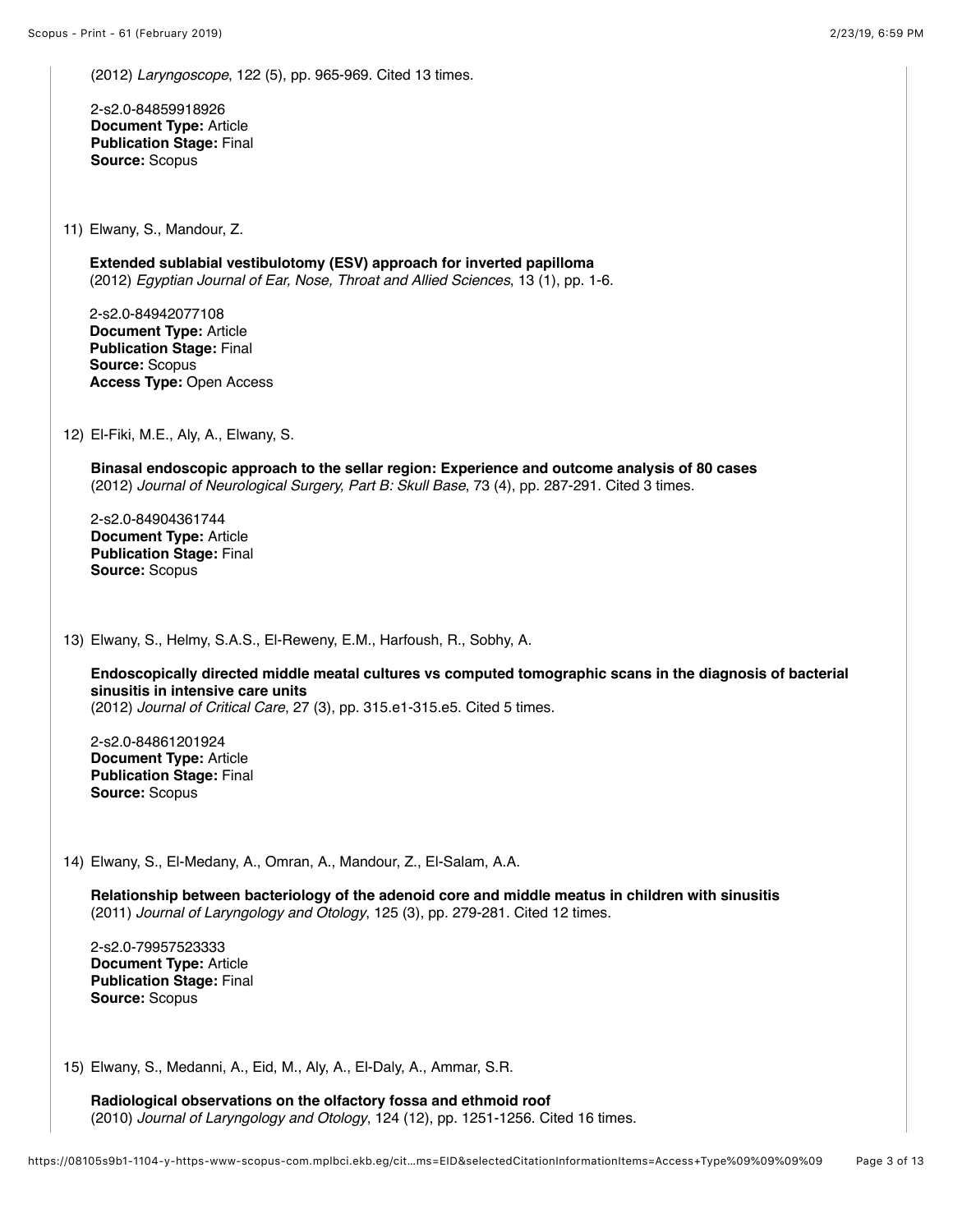(2012) *Laryngoscope*, 122 (5), pp. 965-969. Cited 13 times.

2-s2.0-84859918926
**Document Type:** Article
**Publication Stage:** Final
**Source:** Scopus

11) Elwany, S., Mandour, Z.

**Extended sublabial vestibulotomy (ESV) approach for inverted papilloma**
(2012) *Egyptian Journal of Ear, Nose, Throat and Allied Sciences*, 13 (1), pp. 1-6.

2-s2.0-84942077108
**Document Type:** Article
**Publication Stage:** Final
**Source:** Scopus
**Access Type:** Open Access

12) El-Fiki, M.E., Aly, A., Elwany, S.

**Binasal endoscopic approach to the sellar region: Experience and outcome analysis of 80 cases**
(2012) *Journal of Neurological Surgery, Part B: Skull Base*, 73 (4), pp. 287-291. Cited 3 times.

2-s2.0-84904361744
**Document Type:** Article
**Publication Stage:** Final
**Source:** Scopus

13) Elwany, S., Helmy, S.A.S., El-Reweny, E.M., Harfoush, R., Sobhy, A.

**Endoscopically directed middle meatal cultures vs computed tomographic scans in the diagnosis of bacterial sinusitis in intensive care units**
(2012) *Journal of Critical Care*, 27 (3), pp. 315.e1-315.e5. Cited 5 times.

2-s2.0-84861201924
**Document Type:** Article
**Publication Stage:** Final
**Source:** Scopus

14) Elwany, S., El-Medany, A., Omran, A., Mandour, Z., El-Salam, A.A.

**Relationship between bacteriology of the adenoid core and middle meatus in children with sinusitis**
(2011) *Journal of Laryngology and Otology*, 125 (3), pp. 279-281. Cited 12 times.

2-s2.0-79957523333
**Document Type:** Article
**Publication Stage:** Final
**Source:** Scopus

15) Elwany, S., Medanni, A., Eid, M., Aly, A., El-Daly, A., Ammar, S.R.

**Radiological observations on the olfactory fossa and ethmoid roof**
(2010) *Journal of Laryngology and Otology*, 124 (12), pp. 1251-1256. Cited 16 times.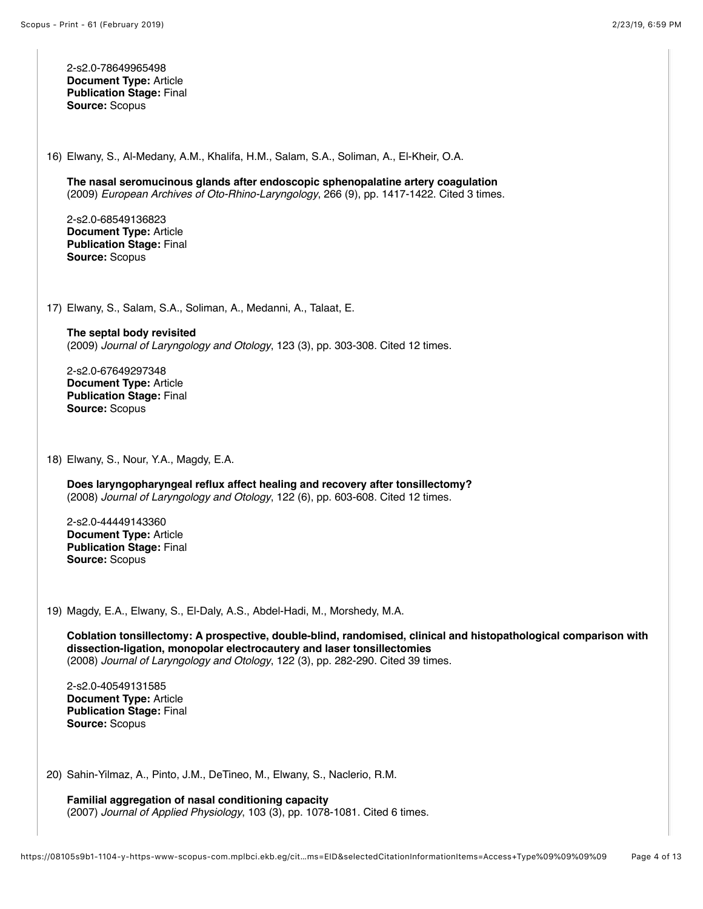2-s2.0-78649965498
**Document Type:** Article
**Publication Stage:** Final
**Source:** Scopus

16) Elwany, S., Al-Medany, A.M., Khalifa, H.M., Salam, S.A., Soliman, A., El-Kheir, O.A.

**The nasal seromucinous glands after endoscopic sphenopalatine artery coagulation**
(2009) *European Archives of Oto-Rhino-Laryngology*, 266 (9), pp. 1417-1422. Cited 3 times.

2-s2.0-68549136823
**Document Type:** Article
**Publication Stage:** Final
**Source:** Scopus

17) Elwany, S., Salam, S.A., Soliman, A., Medanni, A., Talaat, E.

**The septal body revisited**
(2009) *Journal of Laryngology and Otology*, 123 (3), pp. 303-308. Cited 12 times.

2-s2.0-67649297348
**Document Type:** Article
**Publication Stage:** Final
**Source:** Scopus

18) Elwany, S., Nour, Y.A., Magdy, E.A.

**Does laryngopharyngeal reflux affect healing and recovery after tonsillectomy?**
(2008) *Journal of Laryngology and Otology*, 122 (6), pp. 603-608. Cited 12 times.

2-s2.0-44449143360
**Document Type:** Article
**Publication Stage:** Final
**Source:** Scopus

19) Magdy, E.A., Elwany, S., El-Daly, A.S., Abdel-Hadi, M., Morshedy, M.A.

**Coblation tonsillectomy: A prospective, double-blind, randomised, clinical and histopathological comparison with dissection-ligation, monopolar electrocautery and laser tonsillectomies**
(2008) *Journal of Laryngology and Otology*, 122 (3), pp. 282-290. Cited 39 times.

2-s2.0-40549131585
**Document Type:** Article
**Publication Stage:** Final
**Source:** Scopus

20) Sahin-Yilmaz, A., Pinto, J.M., DeTineo, M., Elwany, S., Naclerio, R.M.

**Familial aggregation of nasal conditioning capacity**
(2007) *Journal of Applied Physiology*, 103 (3), pp. 1078-1081. Cited 6 times.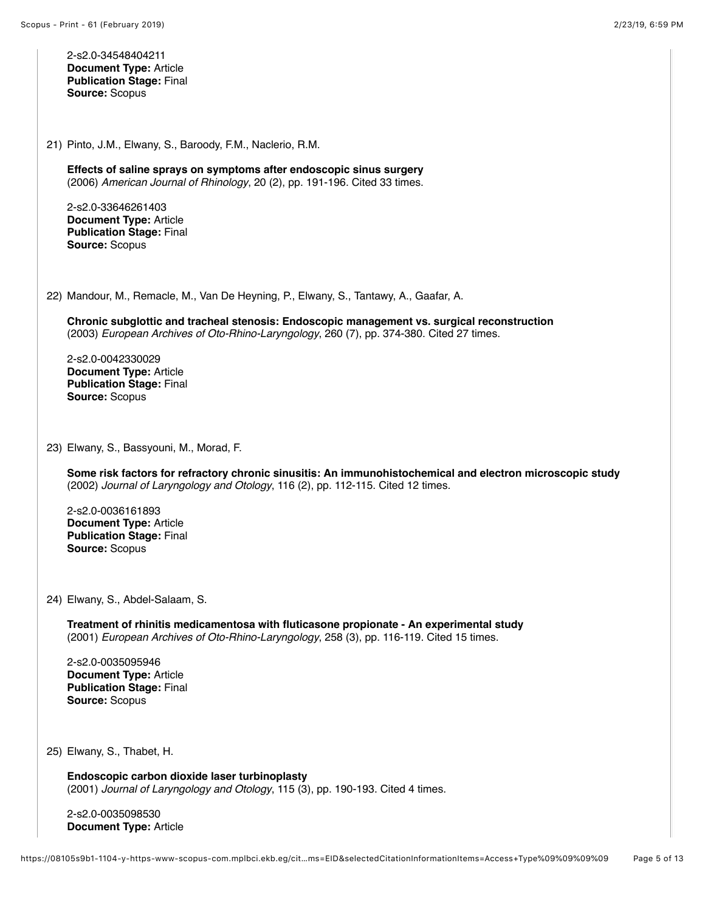2-s2.0-34548404211
**Document Type:** Article
**Publication Stage:** Final
**Source:** Scopus

21) Pinto, J.M., Elwany, S., Baroody, F.M., Naclerio, R.M.

**Effects of saline sprays on symptoms after endoscopic sinus surgery**
(2006) *American Journal of Rhinology*, 20 (2), pp. 191-196. Cited 33 times.

2-s2.0-33646261403
**Document Type:** Article
**Publication Stage:** Final
**Source:** Scopus

22) Mandour, M., Remacle, M., Van De Heyning, P., Elwany, S., Tantawy, A., Gaafar, A.

**Chronic subglottic and tracheal stenosis: Endoscopic management vs. surgical reconstruction**
(2003) *European Archives of Oto-Rhino-Laryngology*, 260 (7), pp. 374-380. Cited 27 times.

2-s2.0-0042330029
**Document Type:** Article
**Publication Stage:** Final
**Source:** Scopus

23) Elwany, S., Bassyouni, M., Morad, F.

**Some risk factors for refractory chronic sinusitis: An immunohistochemical and electron microscopic study**
(2002) *Journal of Laryngology and Otology*, 116 (2), pp. 112-115. Cited 12 times.

2-s2.0-0036161893
**Document Type:** Article
**Publication Stage:** Final
**Source:** Scopus

24) Elwany, S., Abdel-Salaam, S.

**Treatment of rhinitis medicamentosa with fluticasone propionate - An experimental study**
(2001) *European Archives of Oto-Rhino-Laryngology*, 258 (3), pp. 116-119. Cited 15 times.

2-s2.0-0035095946
**Document Type:** Article
**Publication Stage:** Final
**Source:** Scopus

25) Elwany, S., Thabet, H.

**Endoscopic carbon dioxide laser turbinoplasty**
(2001) *Journal of Laryngology and Otology*, 115 (3), pp. 190-193. Cited 4 times.

2-s2.0-0035098530
**Document Type:** Article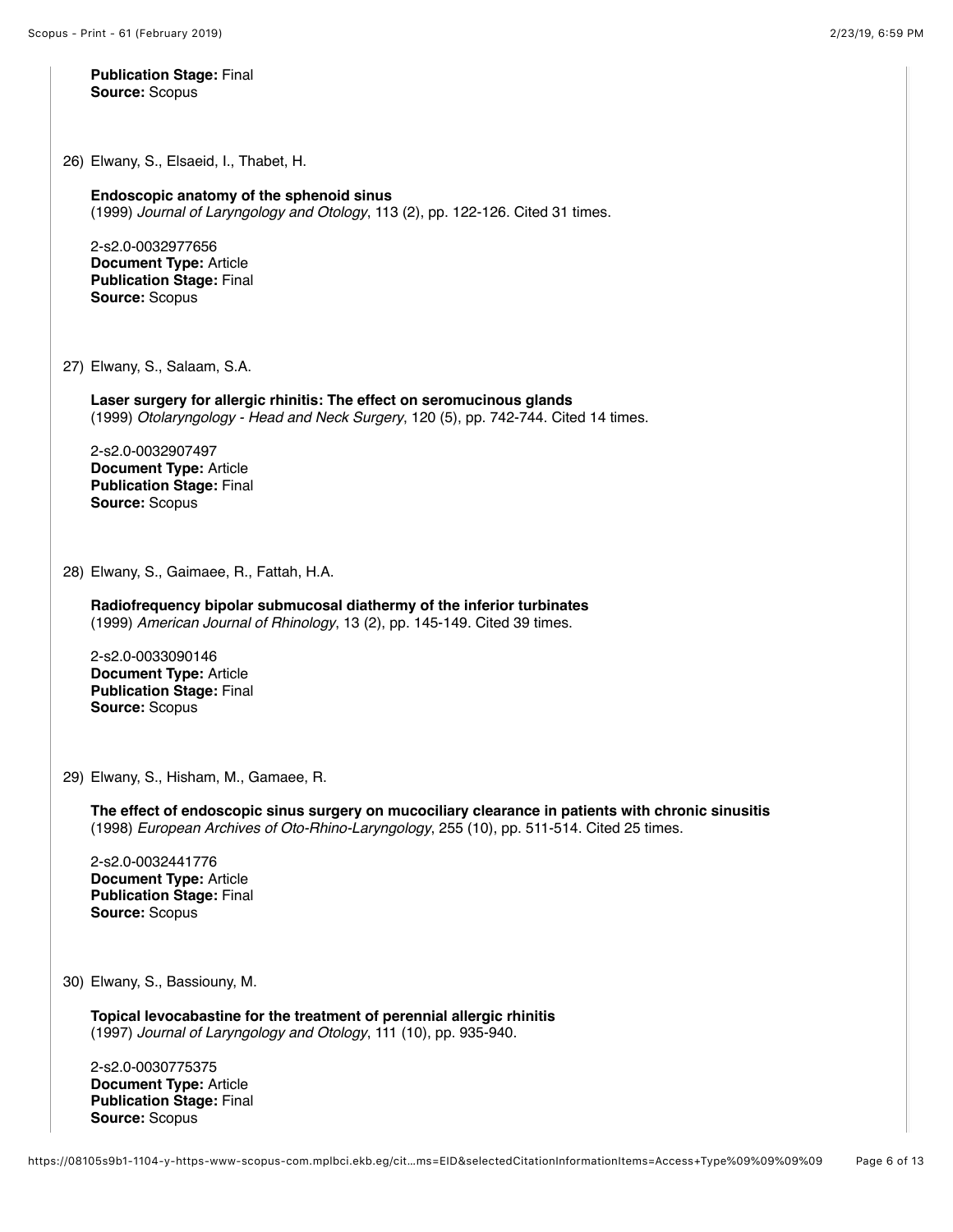**Publication Stage:** Final
**Source:** Scopus

26) Elwany, S., Elsaeid, I., Thabet, H.

**Endoscopic anatomy of the sphenoid sinus**
(1999) *Journal of Laryngology and Otology*, 113 (2), pp. 122-126. Cited 31 times.

2-s2.0-0032977656
**Document Type:** Article
**Publication Stage:** Final
**Source:** Scopus

27) Elwany, S., Salaam, S.A.

**Laser surgery for allergic rhinitis: The effect on seromucinous glands**
(1999) *Otolaryngology - Head and Neck Surgery*, 120 (5), pp. 742-744. Cited 14 times.

2-s2.0-0032907497
**Document Type:** Article
**Publication Stage:** Final
**Source:** Scopus

28) Elwany, S., Gaimaee, R., Fattah, H.A.

**Radiofrequency bipolar submucosal diathermy of the inferior turbinates**
(1999) *American Journal of Rhinology*, 13 (2), pp. 145-149. Cited 39 times.

2-s2.0-0033090146
**Document Type:** Article
**Publication Stage:** Final
**Source:** Scopus

29) Elwany, S., Hisham, M., Gamaee, R.

**The effect of endoscopic sinus surgery on mucociliary clearance in patients with chronic sinusitis**
(1998) *European Archives of Oto-Rhino-Laryngology*, 255 (10), pp. 511-514. Cited 25 times.

2-s2.0-0032441776
**Document Type:** Article
**Publication Stage:** Final
**Source:** Scopus

30) Elwany, S., Bassiouny, M.

**Topical levocabastine for the treatment of perennial allergic rhinitis**
(1997) *Journal of Laryngology and Otology*, 111 (10), pp. 935-940.

2-s2.0-0030775375
**Document Type:** Article
**Publication Stage:** Final
**Source:** Scopus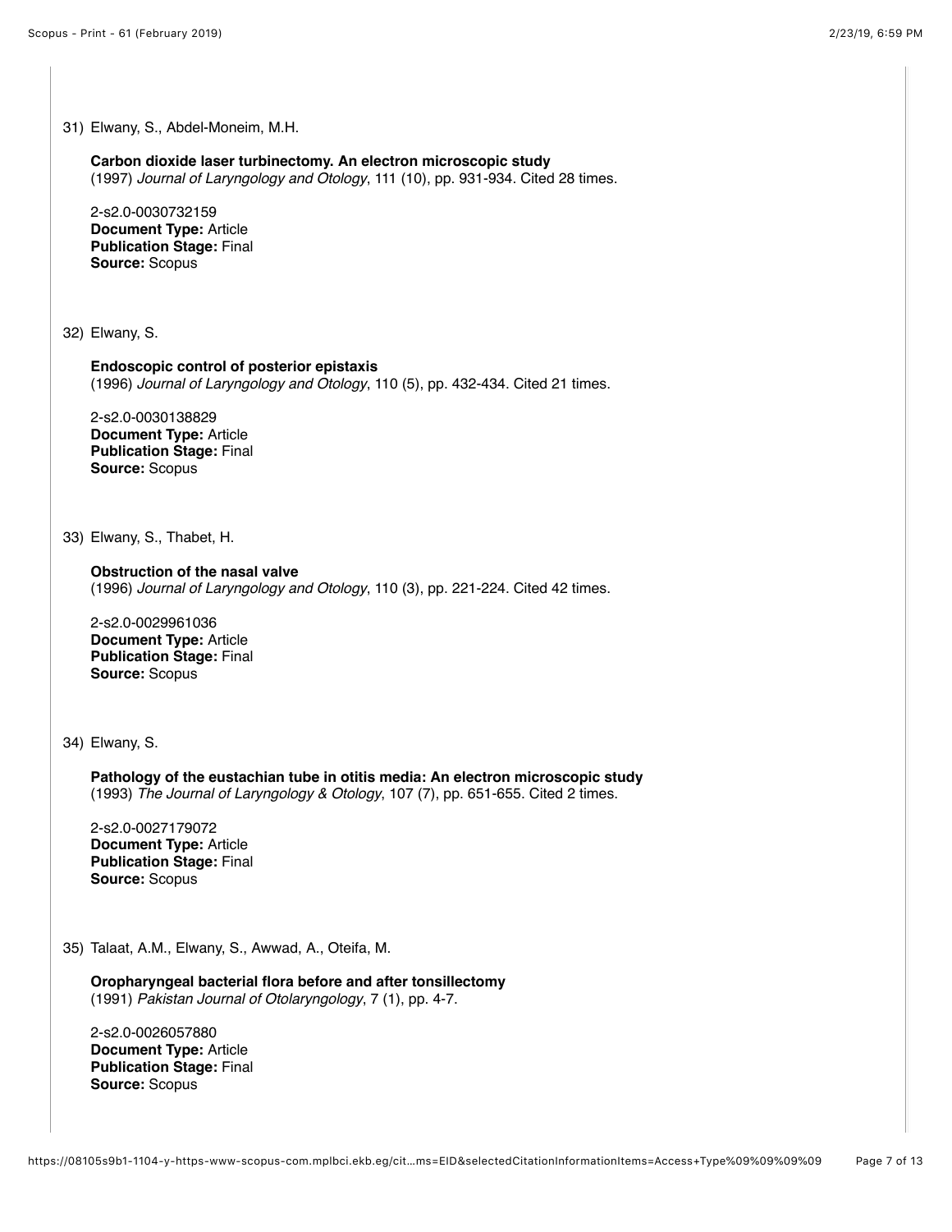31) Elwany, S., Abdel-Moneim, M.H.

**Carbon dioxide laser turbinectomy. An electron microscopic study**
(1997) *Journal of Laryngology and Otology*, 111 (10), pp. 931-934. Cited 28 times.

2-s2.0-0030732159
**Document Type:** Article
**Publication Stage:** Final
**Source:** Scopus

32) Elwany, S.

**Endoscopic control of posterior epistaxis**
(1996) *Journal of Laryngology and Otology*, 110 (5), pp. 432-434. Cited 21 times.

2-s2.0-0030138829
**Document Type:** Article
**Publication Stage:** Final
**Source:** Scopus

33) Elwany, S., Thabet, H.

**Obstruction of the nasal valve**
(1996) *Journal of Laryngology and Otology*, 110 (3), pp. 221-224. Cited 42 times.

2-s2.0-0029961036
**Document Type:** Article
**Publication Stage:** Final
**Source:** Scopus

34) Elwany, S.

**Pathology of the eustachian tube in otitis media: An electron microscopic study**
(1993) *The Journal of Laryngology & Otology*, 107 (7), pp. 651-655. Cited 2 times.

2-s2.0-0027179072
**Document Type:** Article
**Publication Stage:** Final
**Source:** Scopus

35) Talaat, A.M., Elwany, S., Awwad, A., Oteifa, M.

**Oropharyngeal bacterial flora before and after tonsillectomy**
(1991) *Pakistan Journal of Otolaryngology*, 7 (1), pp. 4-7.

2-s2.0-0026057880
**Document Type:** Article
**Publication Stage:** Final
**Source:** Scopus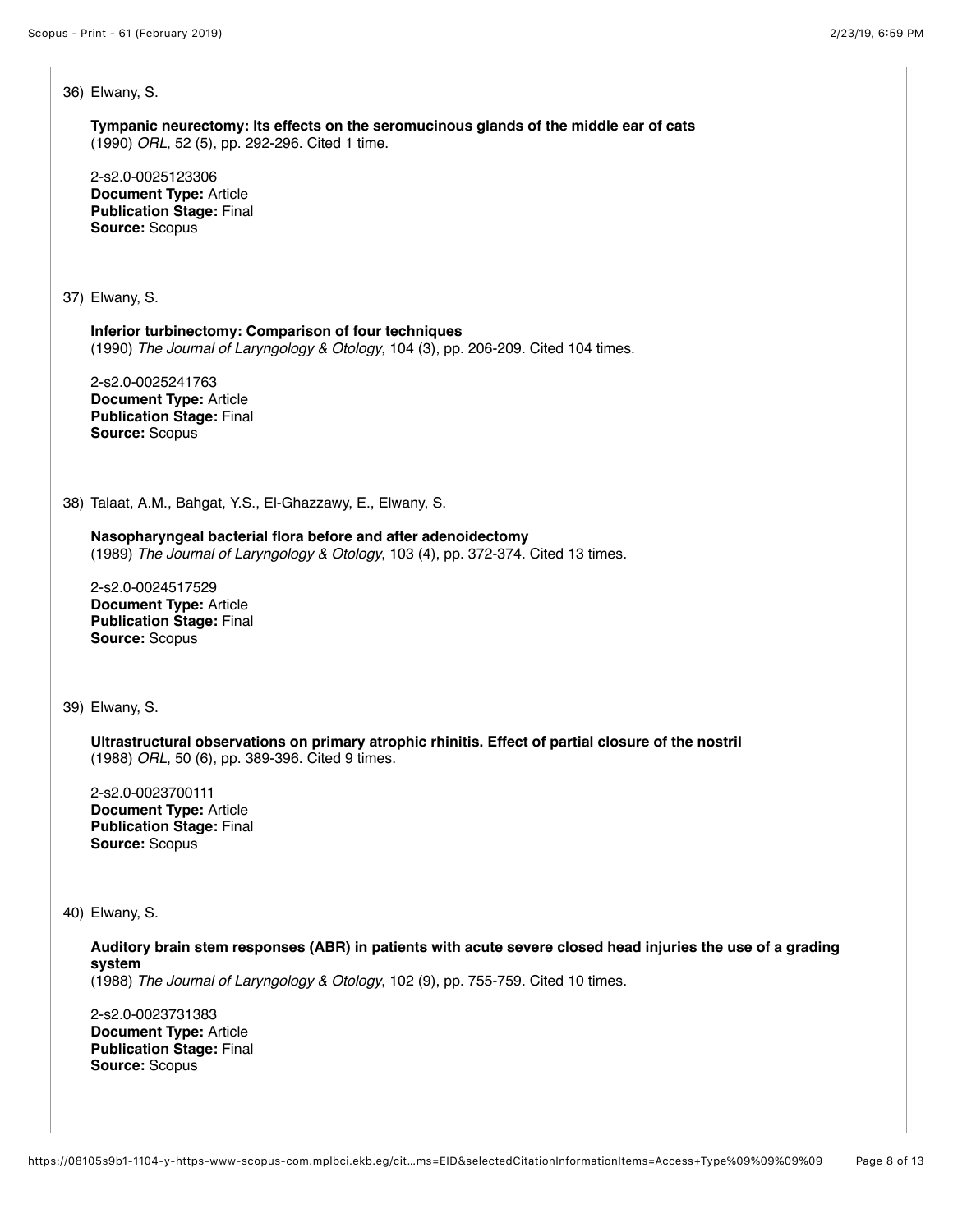36) Elwany, S.

**Tympanic neurectomy: Its effects on the seromucinous glands of the middle ear of cats**
(1990) *ORL*, 52 (5), pp. 292-296. Cited 1 time.

2-s2.0-0025123306
**Document Type:** Article
**Publication Stage:** Final
**Source:** Scopus

37) Elwany, S.

**Inferior turbinectomy: Comparison of four techniques**
(1990) *The Journal of Laryngology & Otology*, 104 (3), pp. 206-209. Cited 104 times.

2-s2.0-0025241763
**Document Type:** Article
**Publication Stage:** Final
**Source:** Scopus

38) Talaat, A.M., Bahgat, Y.S., El-Ghazzawy, E., Elwany, S.

**Nasopharyngeal bacterial flora before and after adenoidectomy**
(1989) *The Journal of Laryngology & Otology*, 103 (4), pp. 372-374. Cited 13 times.

2-s2.0-0024517529
**Document Type:** Article
**Publication Stage:** Final
**Source:** Scopus

39) Elwany, S.

**Ultrastructural observations on primary atrophic rhinitis. Effect of partial closure of the nostril**
(1988) *ORL*, 50 (6), pp. 389-396. Cited 9 times.

2-s2.0-0023700111
**Document Type:** Article
**Publication Stage:** Final
**Source:** Scopus

40) Elwany, S.

**Auditory brain stem responses (ABR) in patients with acute severe closed head injuries the use of a grading system**
(1988) *The Journal of Laryngology & Otology*, 102 (9), pp. 755-759. Cited 10 times.

2-s2.0-0023731383
**Document Type:** Article
**Publication Stage:** Final
**Source:** Scopus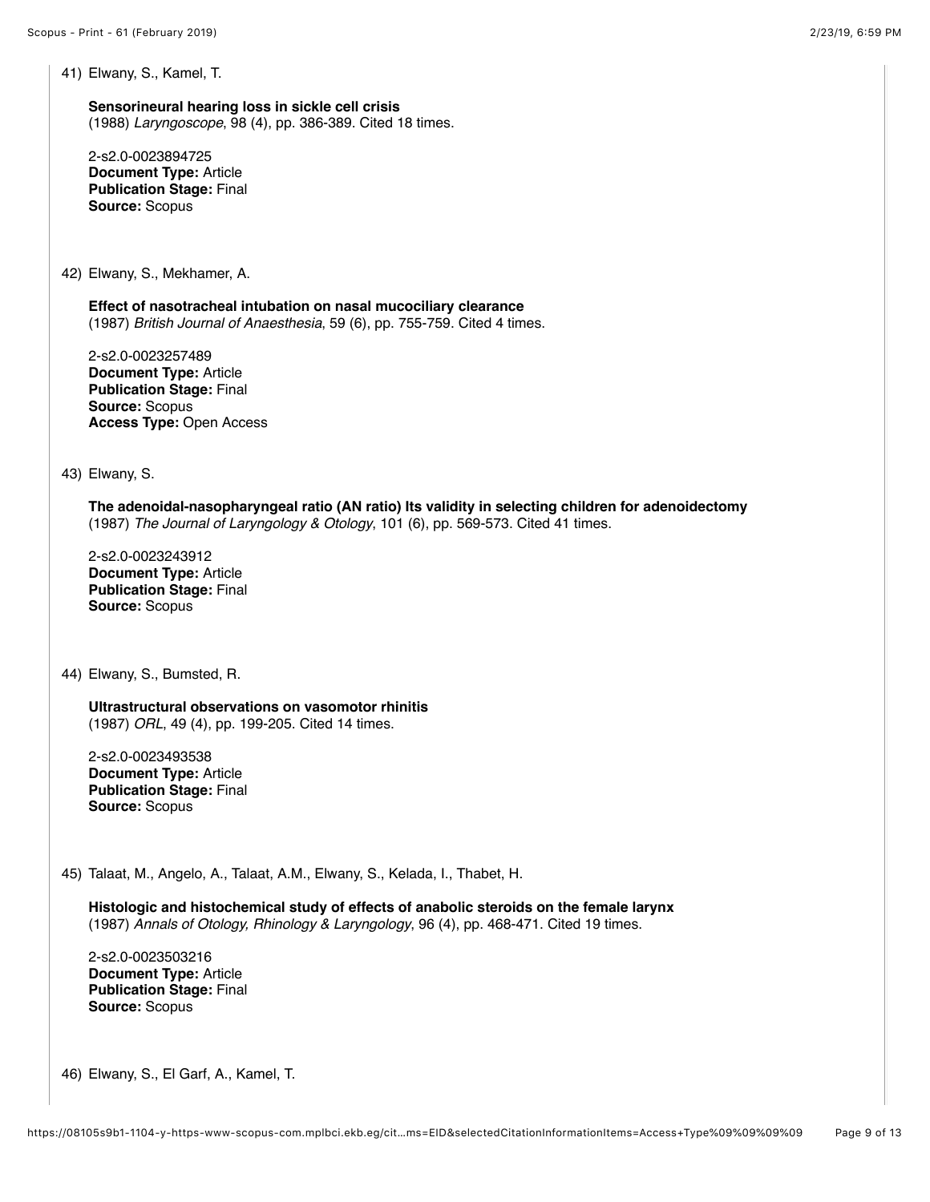41) Elwany, S., Kamel, T.

**Sensorineural hearing loss in sickle cell crisis**
(1988) *Laryngoscope*, 98 (4), pp. 386-389. Cited 18 times.

2-s2.0-0023894725
**Document Type:** Article
**Publication Stage:** Final
**Source:** Scopus

42) Elwany, S., Mekhamer, A.

**Effect of nasotracheal intubation on nasal mucociliary clearance**
(1987) *British Journal of Anaesthesia*, 59 (6), pp. 755-759. Cited 4 times.

2-s2.0-0023257489
**Document Type:** Article
**Publication Stage:** Final
**Source:** Scopus
**Access Type:** Open Access

43) Elwany, S.

**The adenoidal-nasopharyngeal ratio (AN ratio) Its validity in selecting children for adenoidectomy**
(1987) *The Journal of Laryngology & Otology*, 101 (6), pp. 569-573. Cited 41 times.

2-s2.0-0023243912
**Document Type:** Article
**Publication Stage:** Final
**Source:** Scopus

44) Elwany, S., Bumsted, R.

**Ultrastructural observations on vasomotor rhinitis**
(1987) *ORL*, 49 (4), pp. 199-205. Cited 14 times.

2-s2.0-0023493538
**Document Type:** Article
**Publication Stage:** Final
**Source:** Scopus

45) Talaat, M., Angelo, A., Talaat, A.M., Elwany, S., Kelada, I., Thabet, H.

**Histologic and histochemical study of effects of anabolic steroids on the female larynx**
(1987) *Annals of Otology, Rhinology & Laryngology*, 96 (4), pp. 468-471. Cited 19 times.

2-s2.0-0023503216
**Document Type:** Article
**Publication Stage:** Final
**Source:** Scopus

46) Elwany, S., El Garf, A., Kamel, T.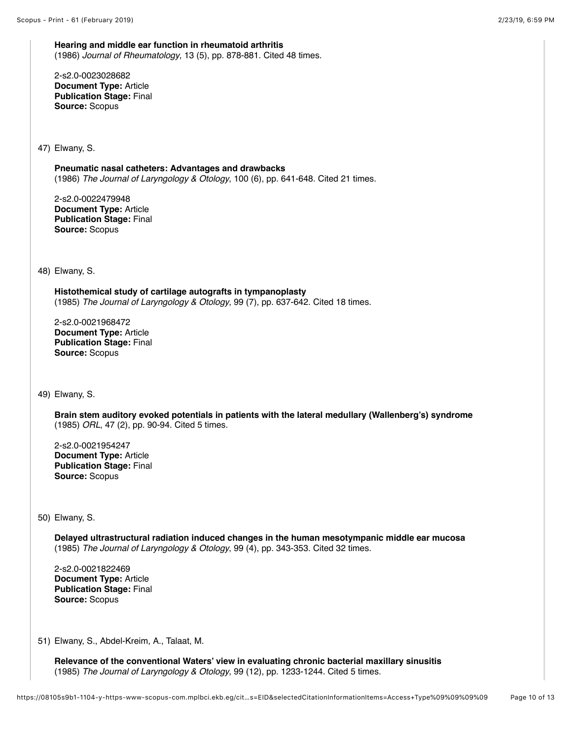**Hearing and middle ear function in rheumatoid arthritis**
(1986) *Journal of Rheumatology*, 13 (5), pp. 878-881. Cited 48 times.

2-s2.0-0023028682
**Document Type:** Article
**Publication Stage:** Final
**Source:** Scopus

47) Elwany, S.

**Pneumatic nasal catheters: Advantages and drawbacks**
(1986) *The Journal of Laryngology & Otology*, 100 (6), pp. 641-648. Cited 21 times.

2-s2.0-0022479948
**Document Type:** Article
**Publication Stage:** Final
**Source:** Scopus

48) Elwany, S.

**Histothemical study of cartilage autografts in tympanoplasty**
(1985) *The Journal of Laryngology & Otology*, 99 (7), pp. 637-642. Cited 18 times.

2-s2.0-0021968472
**Document Type:** Article
**Publication Stage:** Final
**Source:** Scopus

49) Elwany, S.

**Brain stem auditory evoked potentials in patients with the lateral medullary (Wallenberg's) syndrome**
(1985) *ORL*, 47 (2), pp. 90-94. Cited 5 times.

2-s2.0-0021954247
**Document Type:** Article
**Publication Stage:** Final
**Source:** Scopus

50) Elwany, S.

**Delayed ultrastructural radiation induced changes in the human mesotympanic middle ear mucosa**
(1985) *The Journal of Laryngology & Otology*, 99 (4), pp. 343-353. Cited 32 times.

2-s2.0-0021822469
**Document Type:** Article
**Publication Stage:** Final
**Source:** Scopus

51) Elwany, S., Abdel-Kreim, A., Talaat, M.

**Relevance of the conventional Waters' view in evaluating chronic bacterial maxillary sinusitis**
(1985) *The Journal of Laryngology & Otology*, 99 (12), pp. 1233-1244. Cited 5 times.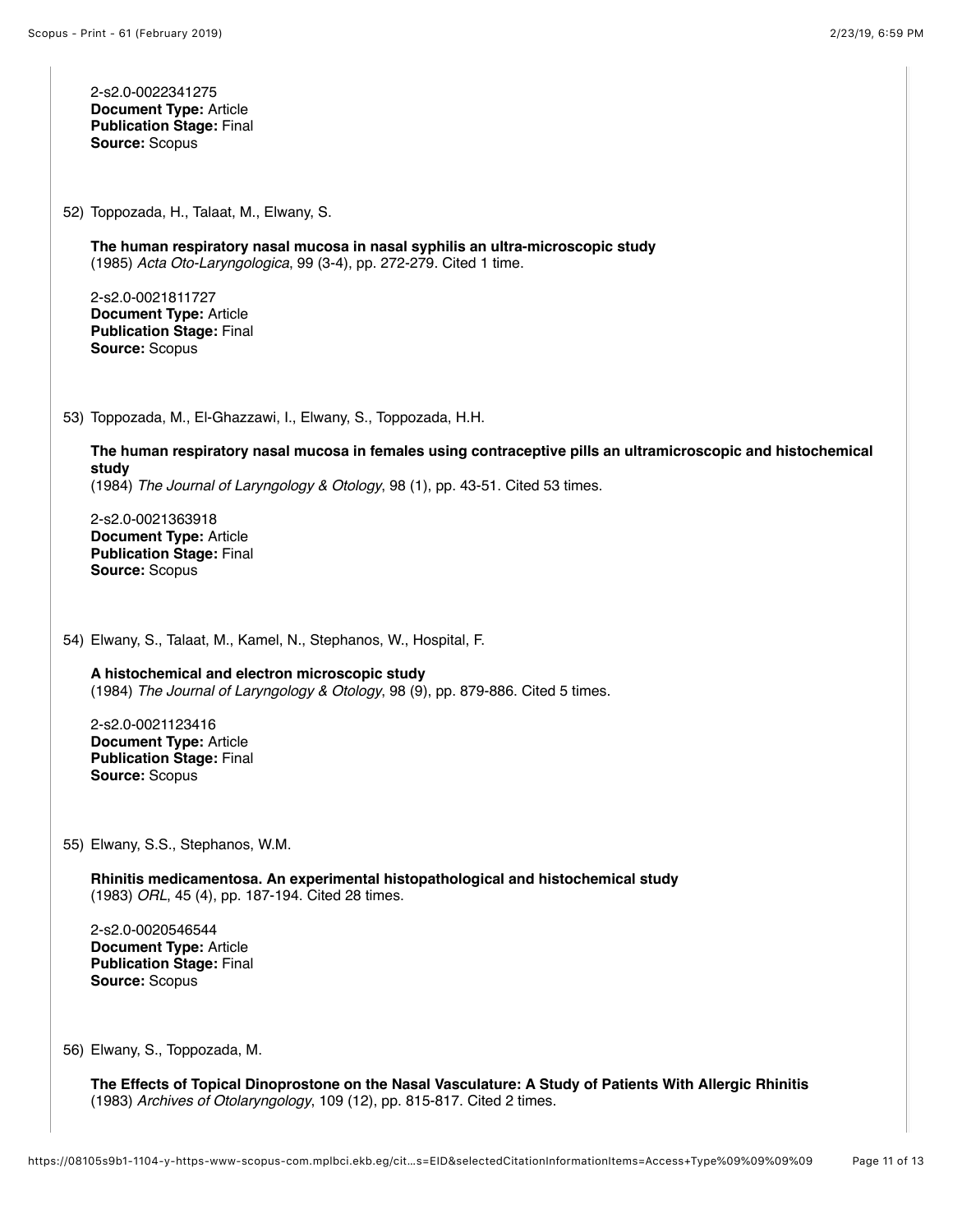2-s2.0-0022341275
**Document Type:** Article
**Publication Stage:** Final
**Source:** Scopus

52) Toppozada, H., Talaat, M., Elwany, S.

**The human respiratory nasal mucosa in nasal syphilis an ultra-microscopic study**
(1985) *Acta Oto-Laryngologica*, 99 (3-4), pp. 272-279. Cited 1 time.

2-s2.0-0021811727
**Document Type:** Article
**Publication Stage:** Final
**Source:** Scopus

53) Toppozada, M., El-Ghazzawi, I., Elwany, S., Toppozada, H.H.

**The human respiratory nasal mucosa in females using contraceptive pills an ultramicroscopic and histochemical study**
(1984) *The Journal of Laryngology & Otology*, 98 (1), pp. 43-51. Cited 53 times.

2-s2.0-0021363918
**Document Type:** Article
**Publication Stage:** Final
**Source:** Scopus

54) Elwany, S., Talaat, M., Kamel, N., Stephanos, W., Hospital, F.

**A histochemical and electron microscopic study**
(1984) *The Journal of Laryngology & Otology*, 98 (9), pp. 879-886. Cited 5 times.

2-s2.0-0021123416
**Document Type:** Article
**Publication Stage:** Final
**Source:** Scopus

55) Elwany, S.S., Stephanos, W.M.

**Rhinitis medicamentosa. An experimental histopathological and histochemical study**
(1983) *ORL*, 45 (4), pp. 187-194. Cited 28 times.

2-s2.0-0020546544
**Document Type:** Article
**Publication Stage:** Final
**Source:** Scopus

56) Elwany, S., Toppozada, M.

**The Effects of Topical Dinoprostone on the Nasal Vasculature: A Study of Patients With Allergic Rhinitis**
(1983) *Archives of Otolaryngology*, 109 (12), pp. 815-817. Cited 2 times.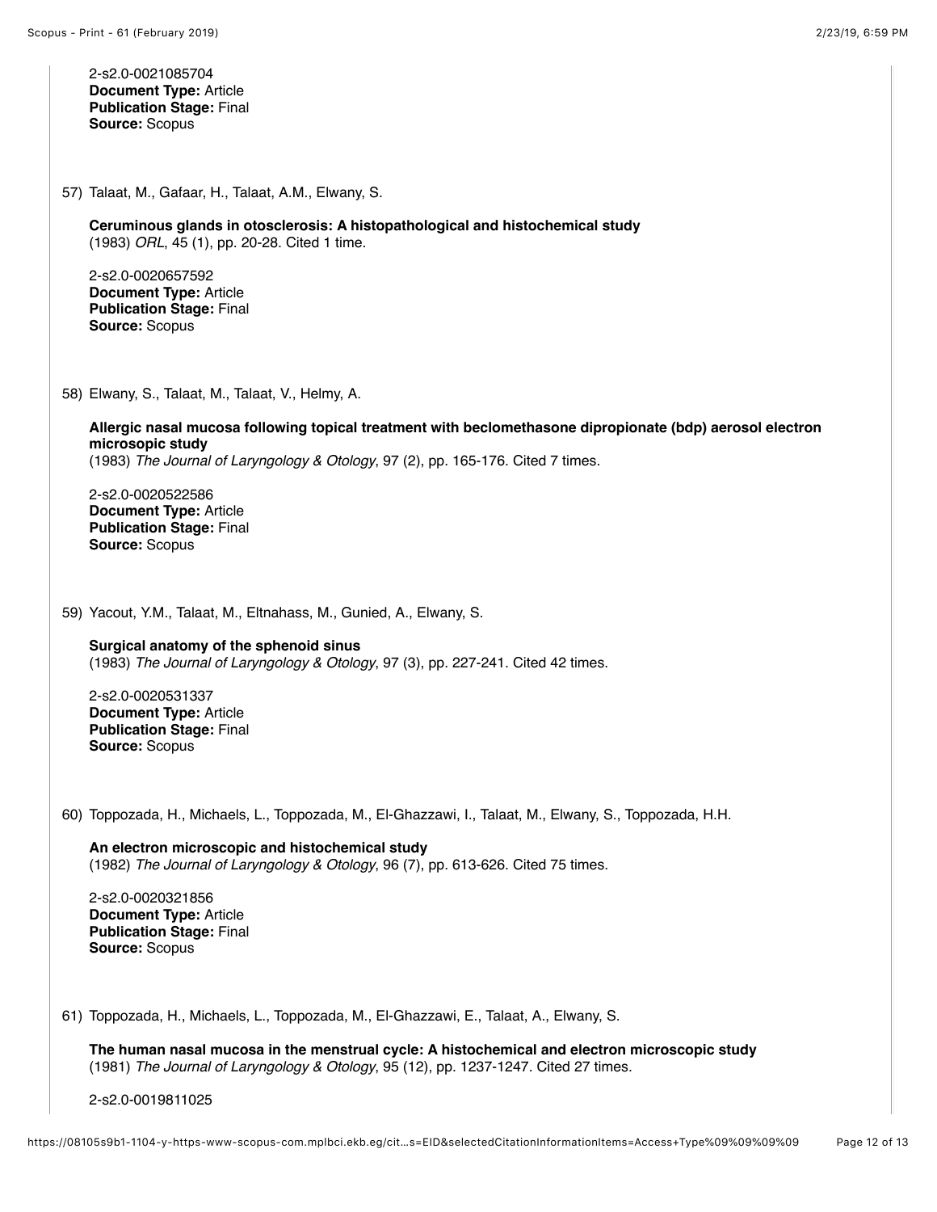2-s2.0-0021085704
**Document Type:** Article
**Publication Stage:** Final
**Source:** Scopus

57) Talaat, M., Gafaar, H., Talaat, A.M., Elwany, S.

**Ceruminous glands in otosclerosis: A histopathological and histochemical study**
(1983) *ORL*, 45 (1), pp. 20-28. Cited 1 time.

2-s2.0-0020657592
**Document Type:** Article
**Publication Stage:** Final
**Source:** Scopus

58) Elwany, S., Talaat, M., Talaat, V., Helmy, A.

**Allergic nasal mucosa following topical treatment with beclomethasone dipropionate (bdp) aerosol electron microsopic study**
(1983) *The Journal of Laryngology & Otology*, 97 (2), pp. 165-176. Cited 7 times.

2-s2.0-0020522586
**Document Type:** Article
**Publication Stage:** Final
**Source:** Scopus

59) Yacout, Y.M., Talaat, M., Eltnahass, M., Gunied, A., Elwany, S.

**Surgical anatomy of the sphenoid sinus**
(1983) *The Journal of Laryngology & Otology*, 97 (3), pp. 227-241. Cited 42 times.

2-s2.0-0020531337
**Document Type:** Article
**Publication Stage:** Final
**Source:** Scopus

60) Toppozada, H., Michaels, L., Toppozada, M., El-Ghazzawi, I., Talaat, M., Elwany, S., Toppozada, H.H.

**An electron microscopic and histochemical study**
(1982) *The Journal of Laryngology & Otology*, 96 (7), pp. 613-626. Cited 75 times.

2-s2.0-0020321856
**Document Type:** Article
**Publication Stage:** Final
**Source:** Scopus

61) Toppozada, H., Michaels, L., Toppozada, M., El-Ghazzawi, E., Talaat, A., Elwany, S.

**The human nasal mucosa in the menstrual cycle: A histochemical and electron microscopic study**
(1981) *The Journal of Laryngology & Otology*, 95 (12), pp. 1237-1247. Cited 27 times.

2-s2.0-0019811025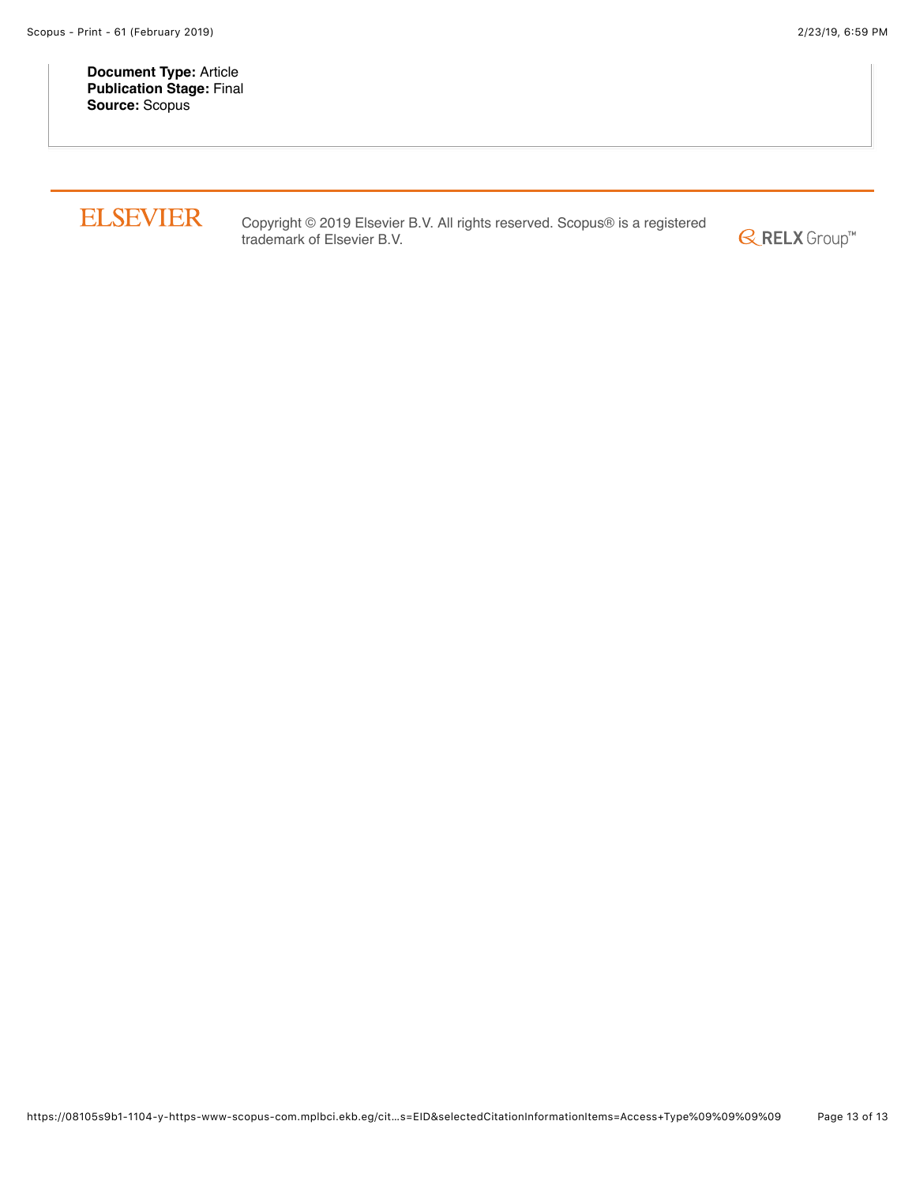**Document Type:** Article
**Publication Stage:** Final
**Source:** Scopus

ELSEVIER

Copyright © 2019 Elsevier B.V. All rights reserved. Scopus® is a registered trademark of Elsevier B.V.

RELX Group™